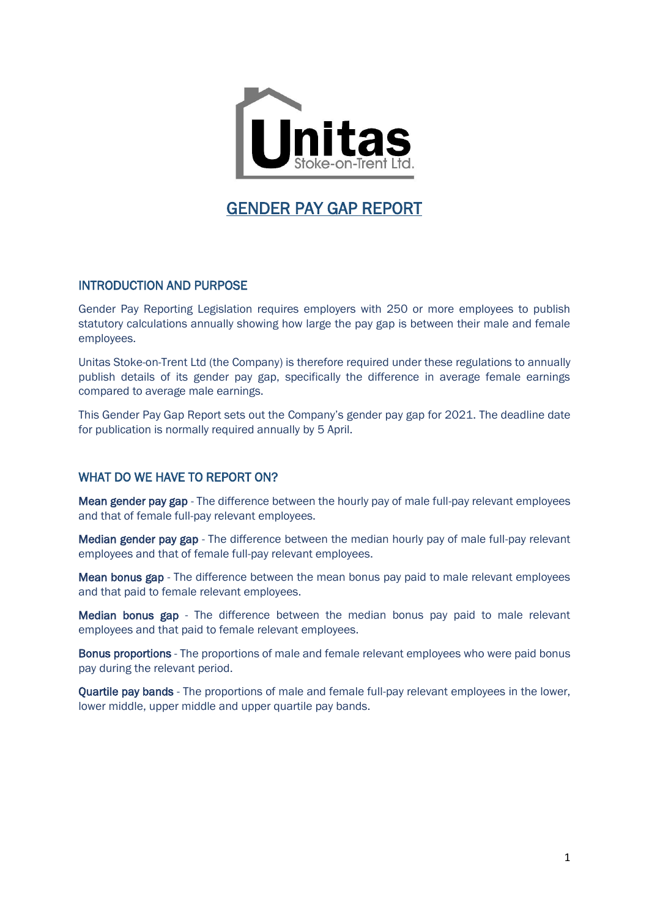# GENDER PAY GAP REPORT

## INTRODUCTION AND PURPOSE

Gender Pay Reporting Legislation requires employers with 250 or more employees to publish statutory calculations annually showing how large the pay gap is between their male and female employees.

Unitas Stoke-on-Trent Ltd (the Company) is therefore required under these regulations to annually publish details of its gender pay gap, specifically the difference in average female earnings compared to average male earnings.

This Gender Pay Gap Report sets out the Company's gender pay gap for 2021. The deadline date for publication is normally required annually by 5 April.

## WHAT DO WE HAVE TO REPORT ON?

**Mean gender pay gap** - The difference between the hourly pay of male full-pay relevant employees and that of female full-pay relevant employees.

**Median gender pay gap** - The difference between the median hourly pay of male full-pay relevant employees and that of female full-pay relevant employees.

**Mean bonus gap** - The difference between the mean bonus pay paid to male relevant employees and that paid to female relevant employees.

**Median bonus gap** - The difference between the median bonus pay paid to male relevant employees and that paid to female relevant employees.

**Bonus proportions** - The proportions of male and female relevant employees who were paid bonus pay during the relevant period.

**Quartile pay bands** - The proportions of male and female full-pay relevant employees in the lower, lower middle, upper middle and upper quartile pay bands.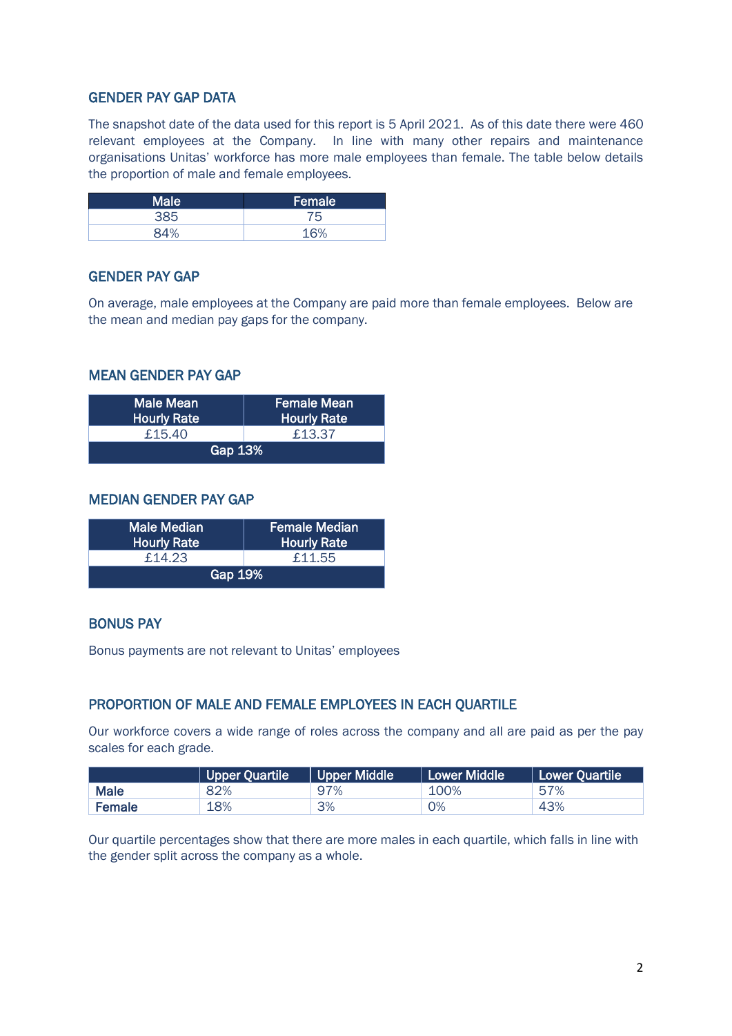## GENDER PAY GAP DATA

The snapshot date of the data used for this report is 5 April 2021. As of this date there were 460 relevant employees at the Company. In line with many other repairs and maintenance organisations Unitas' workforce has more male employees than female. The table below details the proportion of male and female employees.

| Male | Female |
|---|---|
| 385 | 75 |
| 84% | 16% |

## GENDER PAY GAP

On average, male employees at the Company are paid more than female employees. Below are the mean and median pay gaps for the company.

## MEAN GENDER PAY GAP

| Male Mean Hourly Rate | Female Mean Hourly Rate |
|---|---|
| £15.40 | £13.37 |
| Gap 13% | |

## MEDIAN GENDER PAY GAP

| Male Median Hourly Rate | Female Median Hourly Rate |
|---|---|
| £14.23 | £11.55 |
| Gap 19% | |

## BONUS PAY

Bonus payments are not relevant to Unitas' employees

## PROPORTION OF MALE AND FEMALE EMPLOYEES IN EACH QUARTILE

Our workforce covers a wide range of roles across the company and all are paid as per the pay scales for each grade.

| | Upper Quartile | Upper Middle | Lower Middle | Lower Quartile |
|---|---|---|---|---|
| **Male** | 82% | 97% | 100% | 57% |
| **Female** | 18% | 3% | 0% | 43% |

Our quartile percentages show that there are more males in each quartile, which falls in line with the gender split across the company as a whole.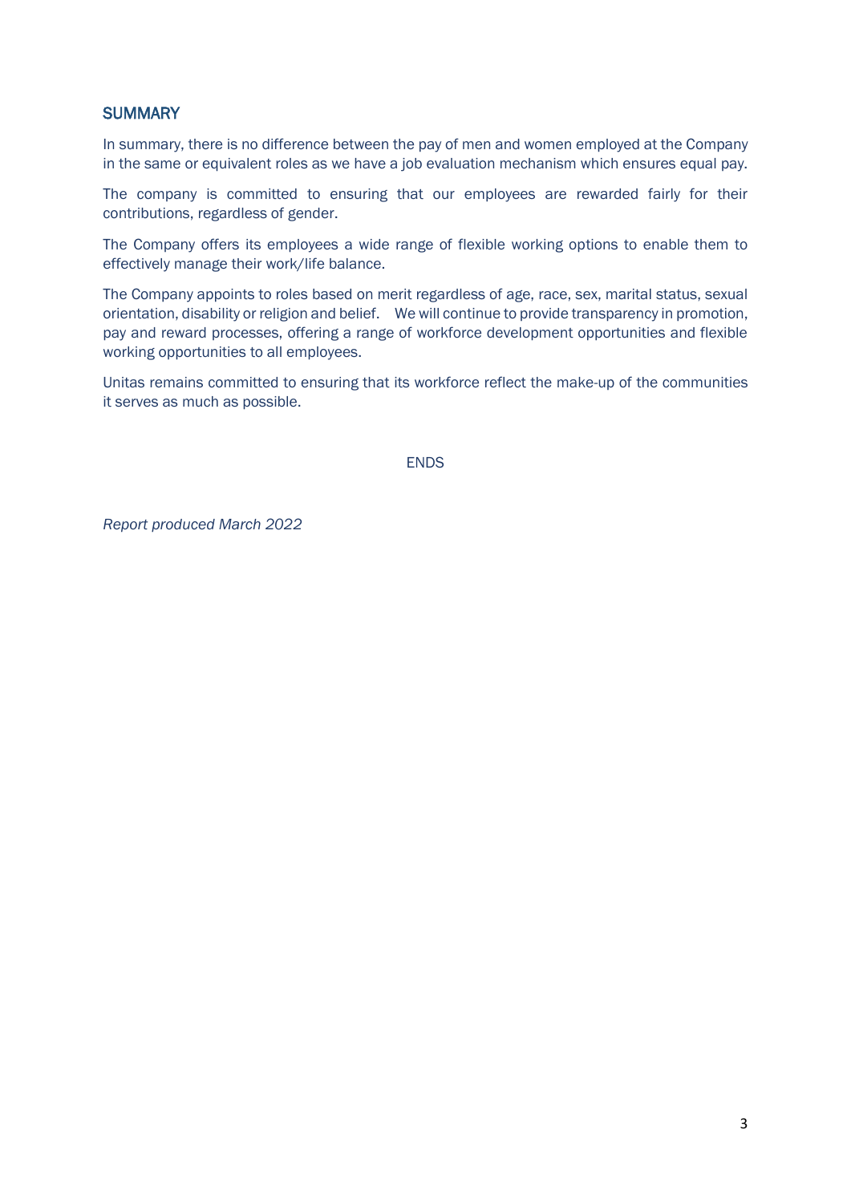## SUMMARY

In summary, there is no difference between the pay of men and women employed at the Company in the same or equivalent roles as we have a job evaluation mechanism which ensures equal pay.

The company is committed to ensuring that our employees are rewarded fairly for their contributions, regardless of gender.

The Company offers its employees a wide range of flexible working options to enable them to effectively manage their work/life balance.

The Company appoints to roles based on merit regardless of age, race, sex, marital status, sexual orientation, disability or religion and belief. We will continue to provide transparency in promotion, pay and reward processes, offering a range of workforce development opportunities and flexible working opportunities to all employees.

Unitas remains committed to ensuring that its workforce reflect the make-up of the communities it serves as much as possible.

ENDS

*Report produced March 2022*